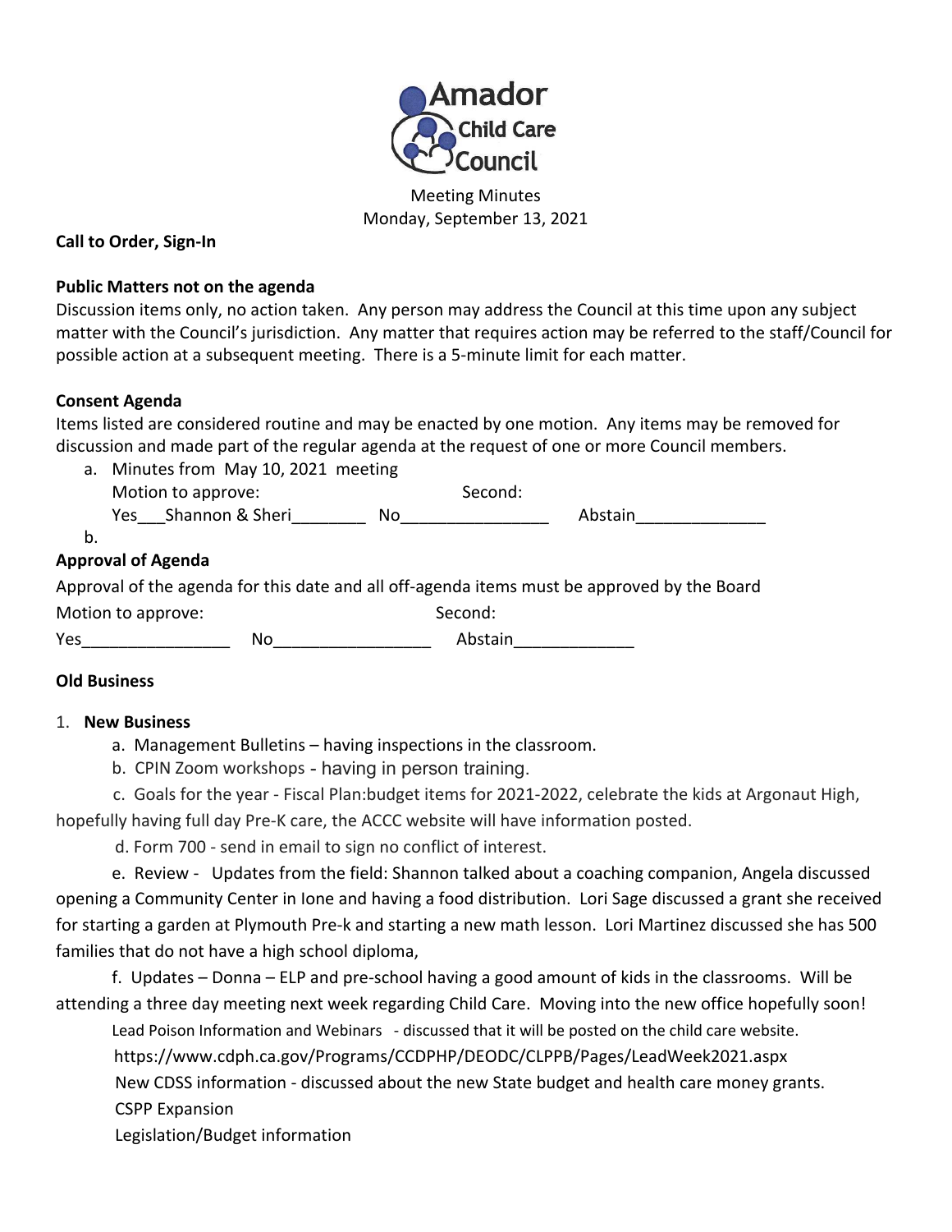Amador Child Care Council

Meeting Minutes
Monday, September 13, 2021

**Call to Order, Sign-In**

**Public Matters not on the agenda**

Discussion items only, no action taken. Any person may address the Council at this time upon any subject matter with the Council's jurisdiction. Any matter that requires action may be referred to the staff/Council for possible action at a subsequent meeting. There is a 5-minute limit for each matter.

**Consent Agenda**

Items listed are considered routine and may be enacted by one motion. Any items may be removed for discussion and made part of the regular agenda at the request of one or more Council members.

a. Minutes from May 10, 2021 meeting
   Motion to approve: Second:
   Yes___Shannon & Sheri________ No________________ Abstain______________
b.

**Approval of Agenda**

Approval of the agenda for this date and all off-agenda items must be approved by the Board

Motion to approve: Second:

Yes________________ No_________________ Abstain_____________

**Old Business**

1. **New Business**
   a. Management Bulletins – having inspections in the classroom.
   b. CPIN Zoom workshops - having in person training.
   c. Goals for the year - Fiscal Plan:budget items for 2021-2022, celebrate the kids at Argonaut High, hopefully having full day Pre-K care, the ACCC website will have information posted.
   d. Form 700 - send in email to sign no conflict of interest.
   e. Review - Updates from the field: Shannon talked about a coaching companion, Angela discussed opening a Community Center in Ione and having a food distribution. Lori Sage discussed a grant she received for starting a garden at Plymouth Pre-k and starting a new math lesson. Lori Martinez discussed she has 500 families that do not have a high school diploma,
   f. Updates – Donna – ELP and pre-school having a good amount of kids in the classrooms. Will be attending a three day meeting next week regarding Child Care. Moving into the new office hopefully soon!

   Lead Poison Information and Webinars - discussed that it will be posted on the child care website.
   https://www.cdph.ca.gov/Programs/CCDPHP/DEODC/CLPPB/Pages/LeadWeek2021.aspx
   New CDSS information - discussed about the new State budget and health care money grants.
   CSPP Expansion
   Legislation/Budget information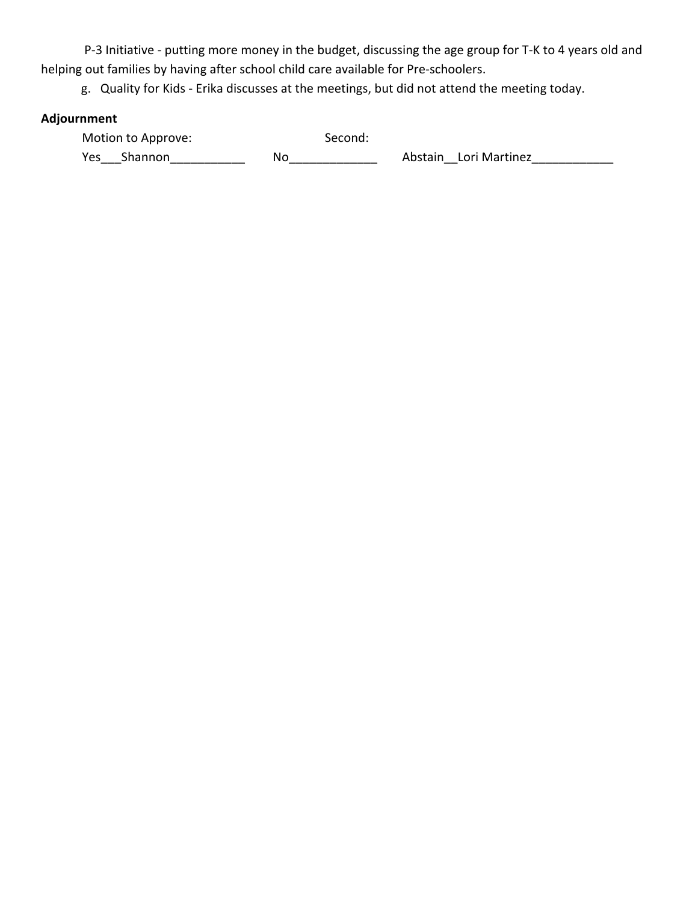P-3 Initiative - putting more money in the budget, discussing the age group for T-K to 4 years old and helping out families by having after school child care available for Pre-schoolers.

g. Quality for Kids - Erika discusses at the meetings, but did not attend the meeting today.

**Adjournment**

Motion to Approve: Second:

Yes___Shannon___________ No_____________ Abstain__Lori Martinez____________